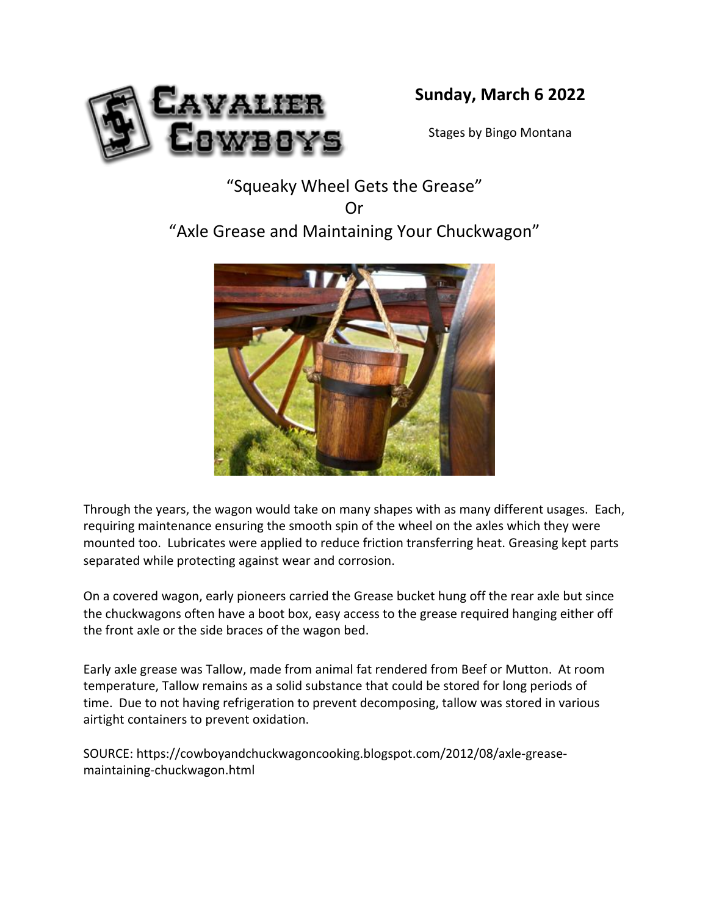Cavalier Cowboys

**Sunday, March 6 2022**

Stages by Bingo Montana

# "Squeaky Wheel Gets the Grease"
# Or
# "Axle Grease and Maintaining Your Chuckwagon"

Through the years, the wagon would take on many shapes with as many different usages. Each, requiring maintenance ensuring the smooth spin of the wheel on the axles which they were mounted too. Lubricates were applied to reduce friction transferring heat. Greasing kept parts separated while protecting against wear and corrosion.

On a covered wagon, early pioneers carried the Grease bucket hung off the rear axle but since the chuckwagons often have a boot box, easy access to the grease required hanging either off the front axle or the side braces of the wagon bed.

Early axle grease was Tallow, made from animal fat rendered from Beef or Mutton. At room temperature, Tallow remains as a solid substance that could be stored for long periods of time. Due to not having refrigeration to prevent decomposing, tallow was stored in various airtight containers to prevent oxidation.

SOURCE: https://cowboyandchuckwagoncooking.blogspot.com/2012/08/axle-grease-maintaining-chuckwagon.html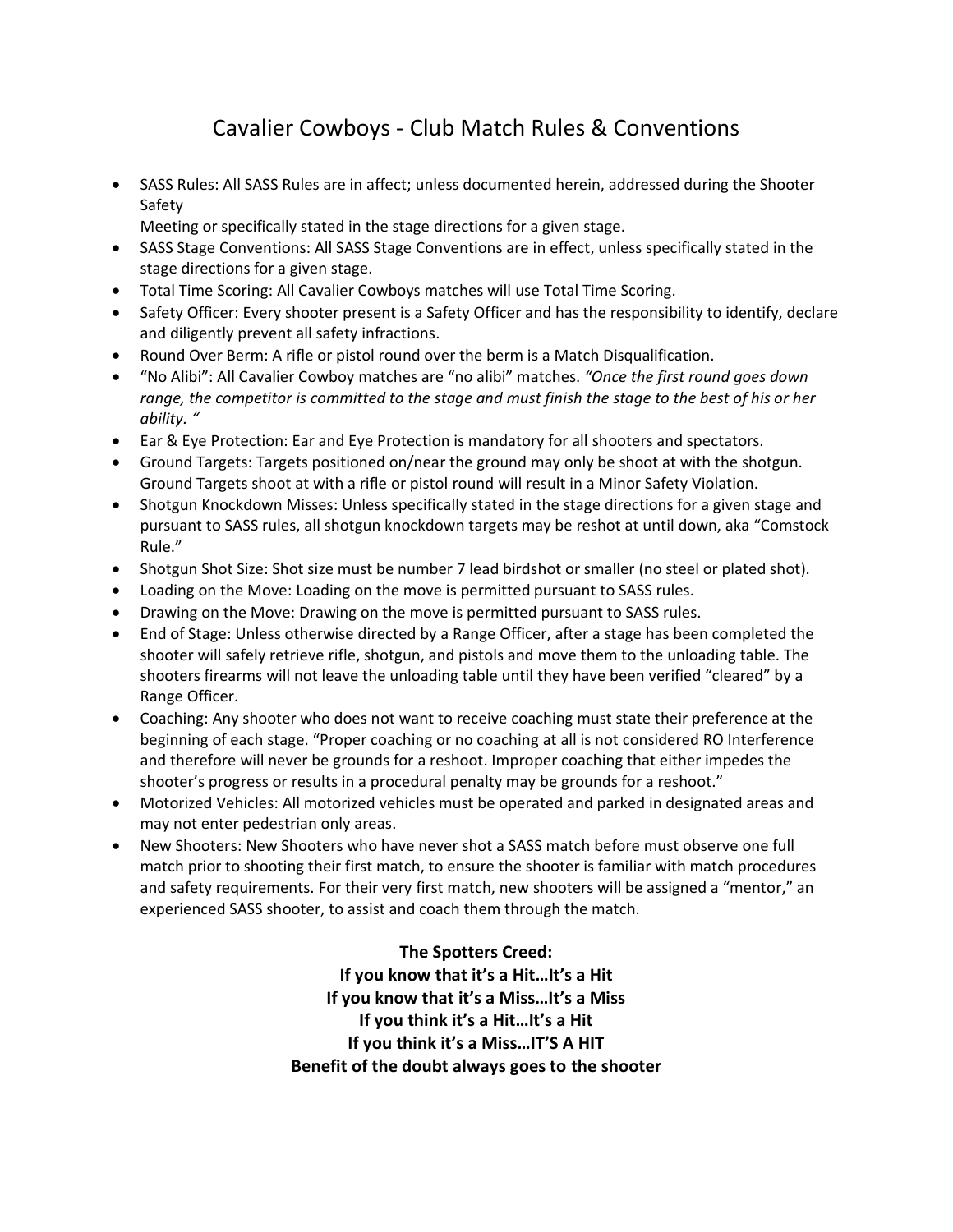# Cavalier Cowboys - Club Match Rules & Conventions

- SASS Rules: All SASS Rules are in affect; unless documented herein, addressed during the Shooter Safety Meeting or specifically stated in the stage directions for a given stage.
- SASS Stage Conventions: All SASS Stage Conventions are in effect, unless specifically stated in the stage directions for a given stage.
- Total Time Scoring: All Cavalier Cowboys matches will use Total Time Scoring.
- Safety Officer: Every shooter present is a Safety Officer and has the responsibility to identify, declare and diligently prevent all safety infractions.
- Round Over Berm: A rifle or pistol round over the berm is a Match Disqualification.
- "No Alibi": All Cavalier Cowboy matches are "no alibi" matches. *"Once the first round goes down range, the competitor is committed to the stage and must finish the stage to the best of his or her ability. "*
- Ear & Eye Protection: Ear and Eye Protection is mandatory for all shooters and spectators.
- Ground Targets: Targets positioned on/near the ground may only be shoot at with the shotgun. Ground Targets shoot at with a rifle or pistol round will result in a Minor Safety Violation.
- Shotgun Knockdown Misses: Unless specifically stated in the stage directions for a given stage and pursuant to SASS rules, all shotgun knockdown targets may be reshot at until down, aka "Comstock Rule."
- Shotgun Shot Size: Shot size must be number 7 lead birdshot or smaller (no steel or plated shot).
- Loading on the Move: Loading on the move is permitted pursuant to SASS rules.
- Drawing on the Move: Drawing on the move is permitted pursuant to SASS rules.
- End of Stage: Unless otherwise directed by a Range Officer, after a stage has been completed the shooter will safely retrieve rifle, shotgun, and pistols and move them to the unloading table. The shooters firearms will not leave the unloading table until they have been verified "cleared" by a Range Officer.
- Coaching: Any shooter who does not want to receive coaching must state their preference at the beginning of each stage. "Proper coaching or no coaching at all is not considered RO Interference and therefore will never be grounds for a reshoot. Improper coaching that either impedes the shooter's progress or results in a procedural penalty may be grounds for a reshoot."
- Motorized Vehicles: All motorized vehicles must be operated and parked in designated areas and may not enter pedestrian only areas.
- New Shooters: New Shooters who have never shot a SASS match before must observe one full match prior to shooting their first match, to ensure the shooter is familiar with match procedures and safety requirements. For their very first match, new shooters will be assigned a "mentor," an experienced SASS shooter, to assist and coach them through the match.

**The Spotters Creed:**
**If you know that it's a Hit…It's a Hit**
**If you know that it's a Miss…It's a Miss**
**If you think it's a Hit…It's a Hit**
**If you think it's a Miss…IT'S A HIT**
**Benefit of the doubt always goes to the shooter**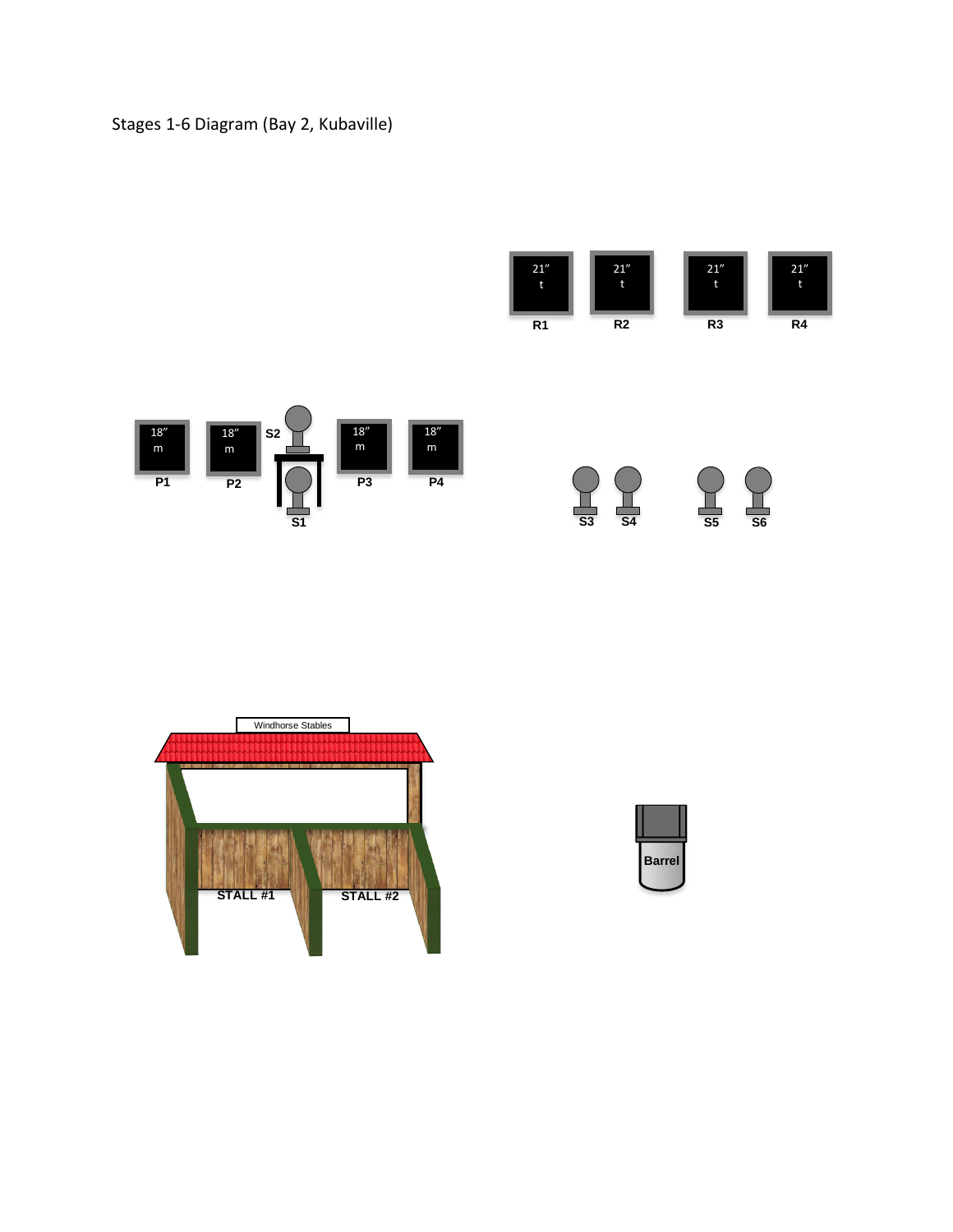Stages 1-6 Diagram (Bay 2, Kubaville)

21″ t R1 | 21″ t R2 | 21″ t R3 | 21″ t R4

18″ m P1 | 18″ m P2 | S2 | S1 | 18″ m P3 | 18″ m P4

S3 | S4 | S5 | S6

Windhorse Stables

STALL #1 | STALL #2

Barrel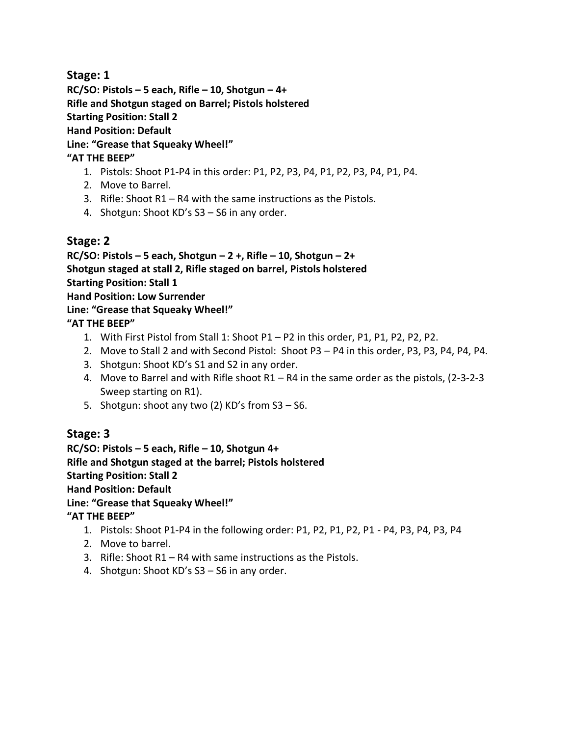## Stage: 1

**RC/SO: Pistols – 5 each, Rifle – 10, Shotgun – 4+**
**Rifle and Shotgun staged on Barrel; Pistols holstered**
**Starting Position: Stall 2**
**Hand Position: Default**
**Line: "Grease that Squeaky Wheel!"**
**"AT THE BEEP"**

1. Pistols: Shoot P1-P4 in this order: P1, P2, P3, P4, P1, P2, P3, P4, P1, P4.
2. Move to Barrel.
3. Rifle: Shoot R1 – R4 with the same instructions as the Pistols.
4. Shotgun: Shoot KD's S3 – S6 in any order.

## Stage: 2

**RC/SO: Pistols – 5 each, Shotgun – 2 +, Rifle – 10, Shotgun – 2+**
**Shotgun staged at stall 2, Rifle staged on barrel, Pistols holstered**
**Starting Position: Stall 1**
**Hand Position: Low Surrender**
**Line: "Grease that Squeaky Wheel!"**
**"AT THE BEEP"**

1. With First Pistol from Stall 1: Shoot P1 – P2 in this order, P1, P1, P2, P2, P2.
2. Move to Stall 2 and with Second Pistol: Shoot P3 – P4 in this order, P3, P3, P4, P4, P4.
3. Shotgun: Shoot KD's S1 and S2 in any order.
4. Move to Barrel and with Rifle shoot R1 – R4 in the same order as the pistols, (2-3-2-3 Sweep starting on R1).
5. Shotgun: shoot any two (2) KD's from S3 – S6.

## Stage: 3

**RC/SO: Pistols – 5 each, Rifle – 10, Shotgun 4+**
**Rifle and Shotgun staged at the barrel; Pistols holstered**
**Starting Position: Stall 2**
**Hand Position: Default**
**Line: "Grease that Squeaky Wheel!"**
**"AT THE BEEP"**

1. Pistols: Shoot P1-P4 in the following order: P1, P2, P1, P2, P1 - P4, P3, P4, P3, P4
2. Move to barrel.
3. Rifle: Shoot R1 – R4 with same instructions as the Pistols.
4. Shotgun: Shoot KD's S3 – S6 in any order.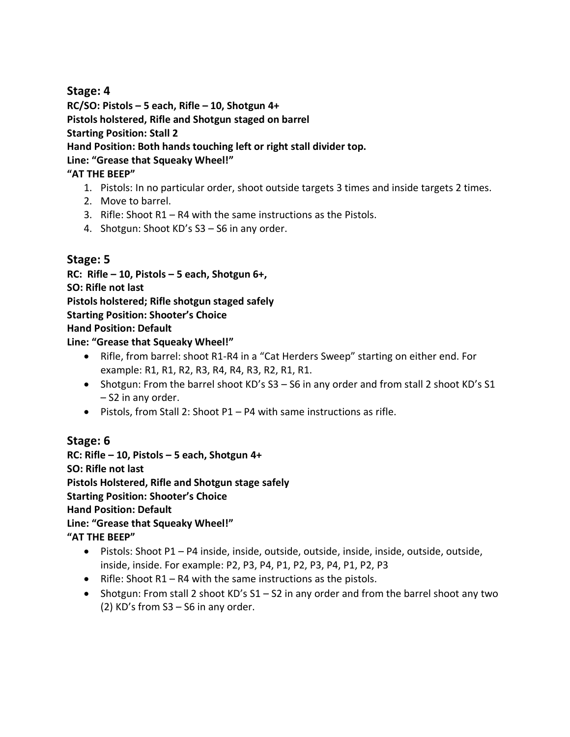## Stage: 4

**RC/SO: Pistols – 5 each, Rifle – 10, Shotgun 4+**
**Pistols holstered, Rifle and Shotgun staged on barrel**
**Starting Position: Stall 2**
**Hand Position: Both hands touching left or right stall divider top.**
**Line: "Grease that Squeaky Wheel!"**
**"AT THE BEEP"**

1. Pistols: In no particular order, shoot outside targets 3 times and inside targets 2 times.
2. Move to barrel.
3. Rifle: Shoot R1 – R4 with the same instructions as the Pistols.
4. Shotgun: Shoot KD's S3 – S6 in any order.

## Stage: 5

**RC: Rifle – 10, Pistols – 5 each, Shotgun 6+,**
**SO: Rifle not last**
**Pistols holstered; Rifle shotgun staged safely**
**Starting Position: Shooter's Choice**
**Hand Position: Default**
**Line: "Grease that Squeaky Wheel!"**

- Rifle, from barrel: shoot R1-R4 in a "Cat Herders Sweep" starting on either end. For example: R1, R1, R2, R3, R4, R4, R3, R2, R1, R1.
- Shotgun: From the barrel shoot KD's S3 – S6 in any order and from stall 2 shoot KD's S1 – S2 in any order.
- Pistols, from Stall 2: Shoot P1 – P4 with same instructions as rifle.

## Stage: 6

**RC: Rifle – 10, Pistols – 5 each, Shotgun 4+**
**SO: Rifle not last**
**Pistols Holstered, Rifle and Shotgun stage safely**
**Starting Position: Shooter's Choice**
**Hand Position: Default**
**Line: "Grease that Squeaky Wheel!"**
**"AT THE BEEP"**

- Pistols: Shoot P1 – P4 inside, inside, outside, outside, inside, inside, outside, outside, inside, inside. For example: P2, P3, P4, P1, P2, P3, P4, P1, P2, P3
- Rifle: Shoot R1 – R4 with the same instructions as the pistols.
- Shotgun: From stall 2 shoot KD's S1 – S2 in any order and from the barrel shoot any two (2) KD's from S3 – S6 in any order.